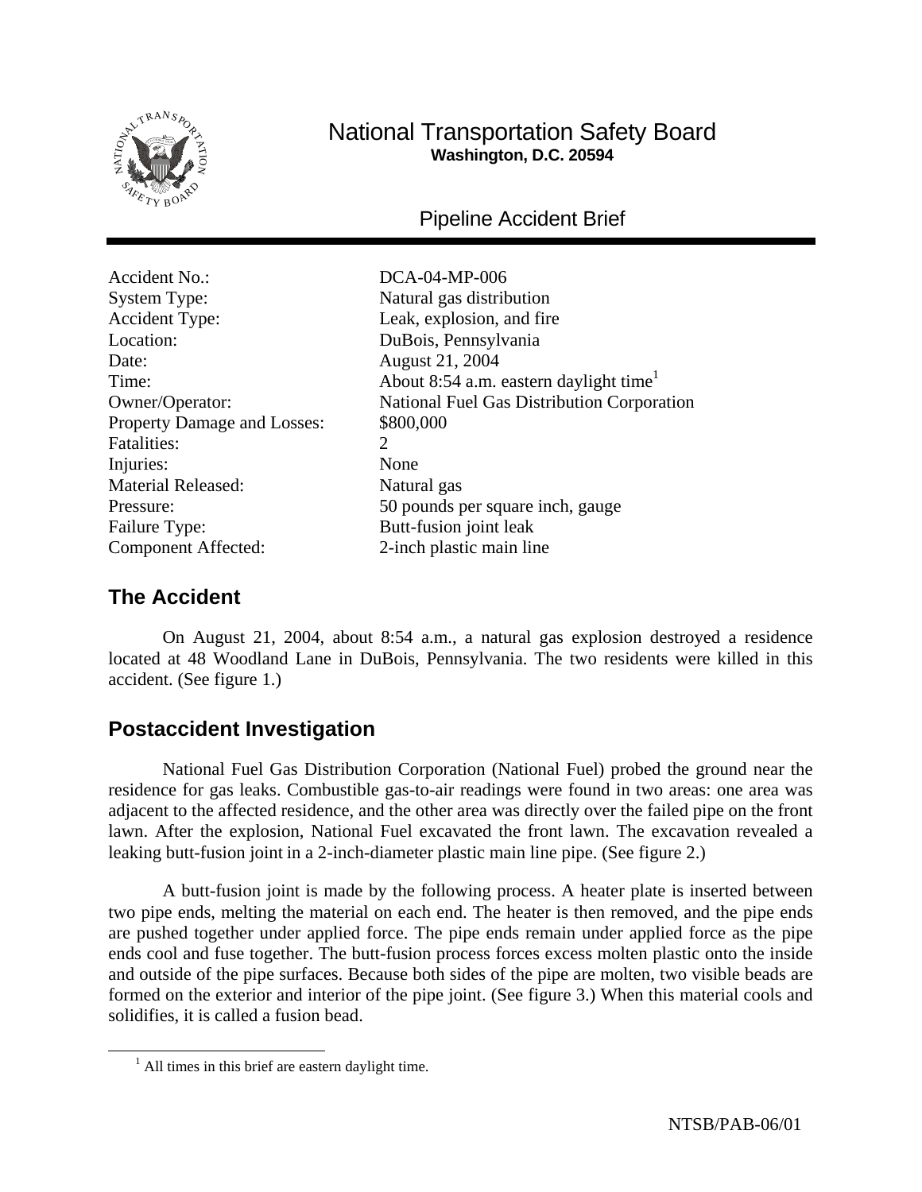# National Transportation Safety Board
**Washington, D.C. 20594**

## Pipeline Accident Brief

| | |
|---|---|
| Accident No.: | DCA-04-MP-006 |
| System Type: | Natural gas distribution |
| Accident Type: | Leak, explosion, and fire |
| Location: | DuBois, Pennsylvania |
| Date: | August 21, 2004 |
| Time: | About 8:54 a.m. eastern daylight time[1] |
| Owner/Operator: | National Fuel Gas Distribution Corporation |
| Property Damage and Losses: | $800,000 |
| Fatalities: | 2 |
| Injuries: | None |
| Material Released: | Natural gas |
| Pressure: | 50 pounds per square inch, gauge |
| Failure Type: | Butt-fusion joint leak |
| Component Affected: | 2-inch plastic main line |

## The Accident

On August 21, 2004, about 8:54 a.m., a natural gas explosion destroyed a residence located at 48 Woodland Lane in DuBois, Pennsylvania. The two residents were killed in this accident. (See figure 1.)

## Postaccident Investigation

National Fuel Gas Distribution Corporation (National Fuel) probed the ground near the residence for gas leaks. Combustible gas-to-air readings were found in two areas: one area was adjacent to the affected residence, and the other area was directly over the failed pipe on the front lawn. After the explosion, National Fuel excavated the front lawn. The excavation revealed a leaking butt-fusion joint in a 2-inch-diameter plastic main line pipe. (See figure 2.)

A butt-fusion joint is made by the following process. A heater plate is inserted between two pipe ends, melting the material on each end. The heater is then removed, and the pipe ends are pushed together under applied force. The pipe ends remain under applied force as the pipe ends cool and fuse together. The butt-fusion process forces excess molten plastic onto the inside and outside of the pipe surfaces. Because both sides of the pipe are molten, two visible beads are formed on the exterior and interior of the pipe joint. (See figure 3.) When this material cools and solidifies, it is called a fusion bead.

[1] All times in this brief are eastern daylight time.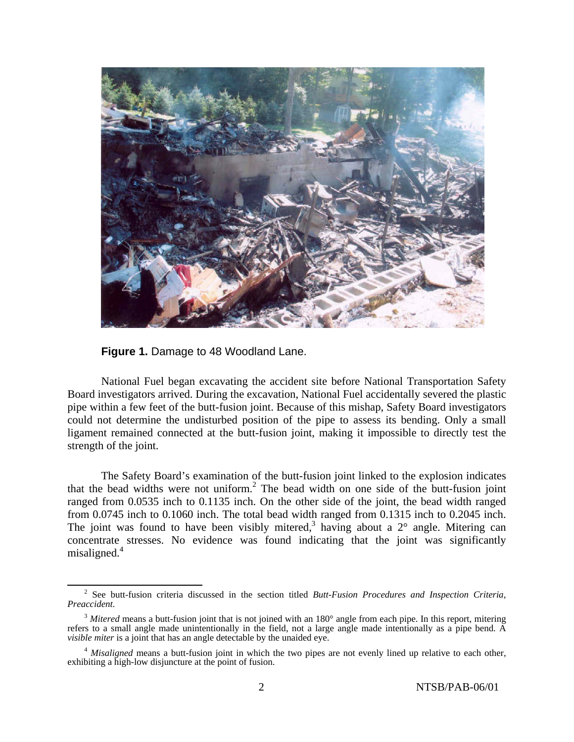**Figure 1.** Damage to 48 Woodland Lane.

National Fuel began excavating the accident site before National Transportation Safety Board investigators arrived. During the excavation, National Fuel accidentally severed the plastic pipe within a few feet of the butt-fusion joint. Because of this mishap, Safety Board investigators could not determine the undisturbed position of the pipe to assess its bending. Only a small ligament remained connected at the butt-fusion joint, making it impossible to directly test the strength of the joint.

The Safety Board's examination of the butt-fusion joint linked to the explosion indicates that the bead widths were not uniform.[2] The bead width on one side of the butt-fusion joint ranged from 0.0535 inch to 0.1135 inch. On the other side of the joint, the bead width ranged from 0.0745 inch to 0.1060 inch. The total bead width ranged from 0.1315 inch to 0.2045 inch. The joint was found to have been visibly mitered,[3] having about a 2° angle. Mitering can concentrate stresses. No evidence was found indicating that the joint was significantly misaligned.[4]

[2] See butt-fusion criteria discussed in the section titled *Butt-Fusion Procedures and Inspection Criteria, Preaccident.*

[3] *Mitered* means a butt-fusion joint that is not joined with an 180° angle from each pipe. In this report, mitering refers to a small angle made unintentionally in the field, not a large angle made intentionally as a pipe bend. A *visible miter* is a joint that has an angle detectable by the unaided eye.

[4] *Misaligned* means a butt-fusion joint in which the two pipes are not evenly lined up relative to each other, exhibiting a high-low disjuncture at the point of fusion.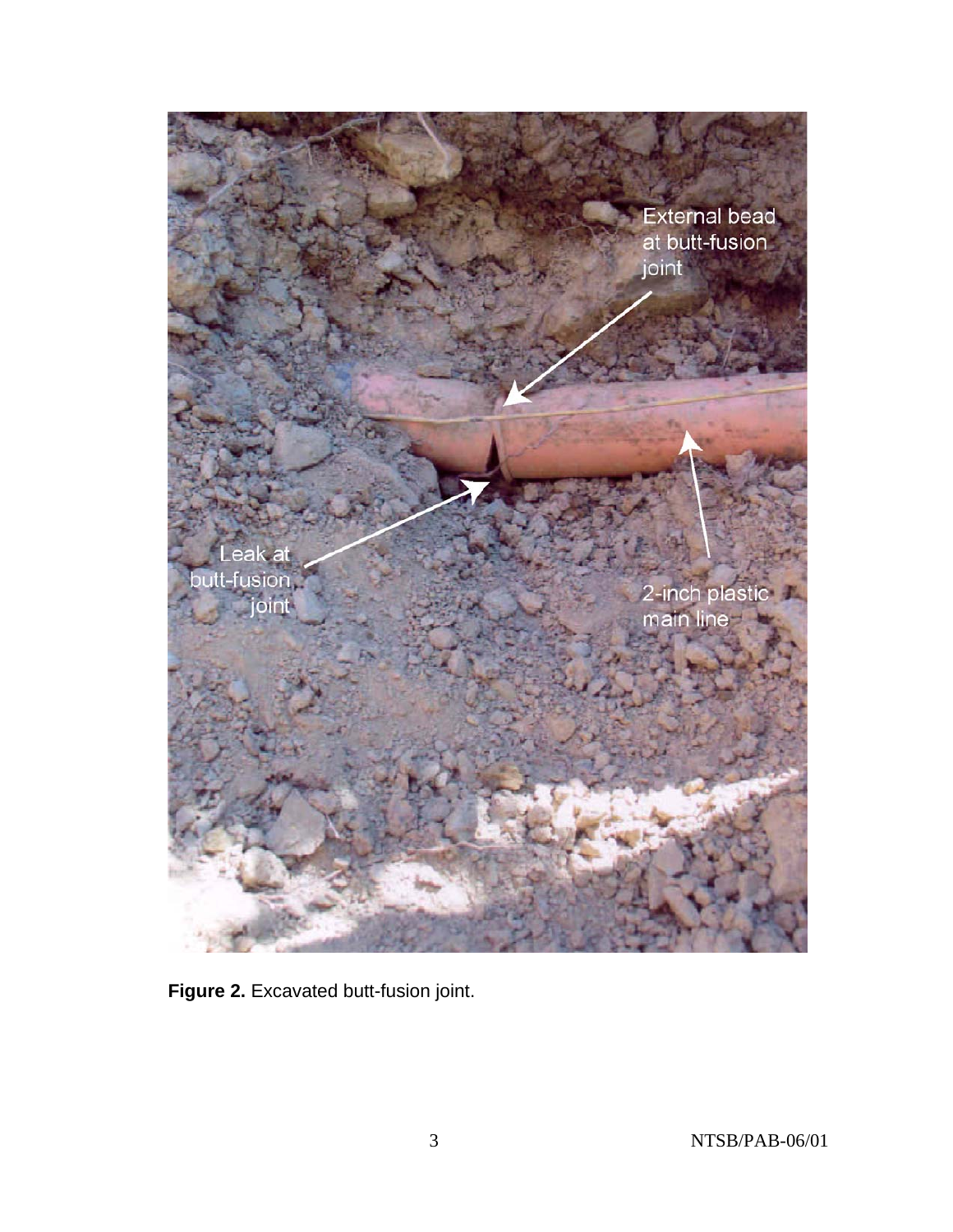**Figure 2.** Excavated butt-fusion joint.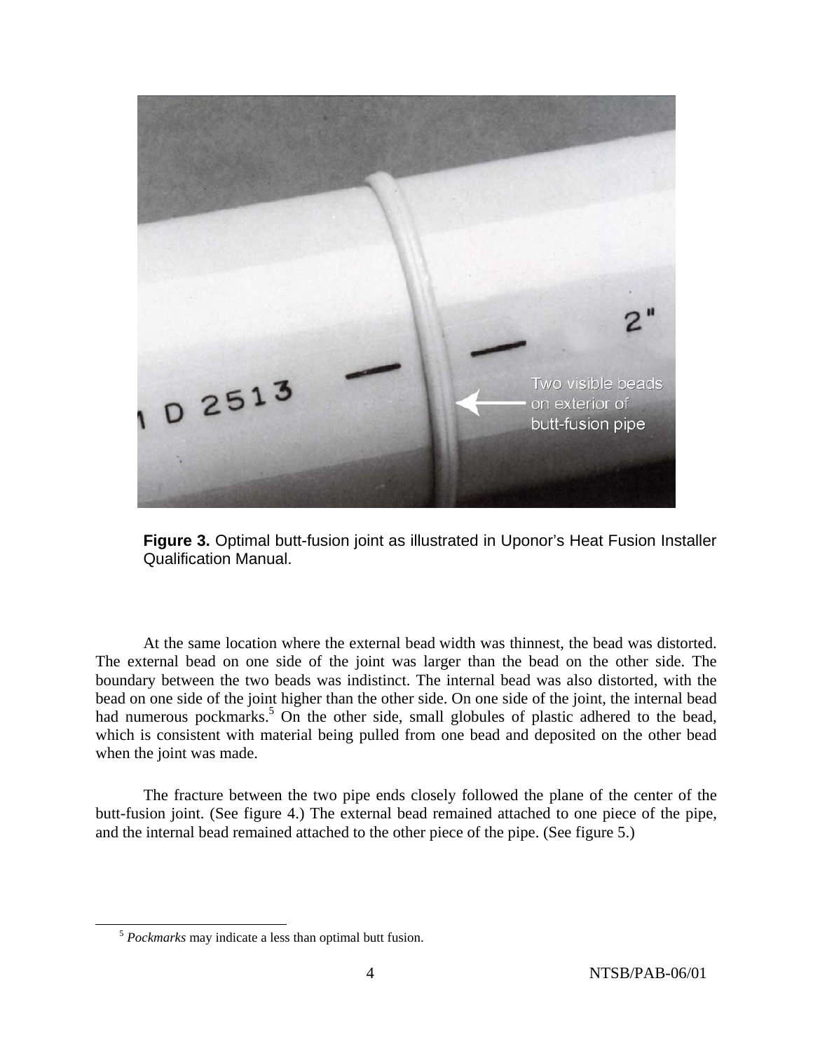**Figure 3.** Optimal butt-fusion joint as illustrated in Uponor's Heat Fusion Installer Qualification Manual.

At the same location where the external bead width was thinnest, the bead was distorted. The external bead on one side of the joint was larger than the bead on the other side. The boundary between the two beads was indistinct. The internal bead was also distorted, with the bead on one side of the joint higher than the other side. On one side of the joint, the internal bead had numerous pockmarks.[5] On the other side, small globules of plastic adhered to the bead, which is consistent with material being pulled from one bead and deposited on the other bead when the joint was made.

The fracture between the two pipe ends closely followed the plane of the center of the butt-fusion joint. (See figure 4.) The external bead remained attached to one piece of the pipe, and the internal bead remained attached to the other piece of the pipe. (See figure 5.)

[5] *Pockmarks* may indicate a less than optimal butt fusion.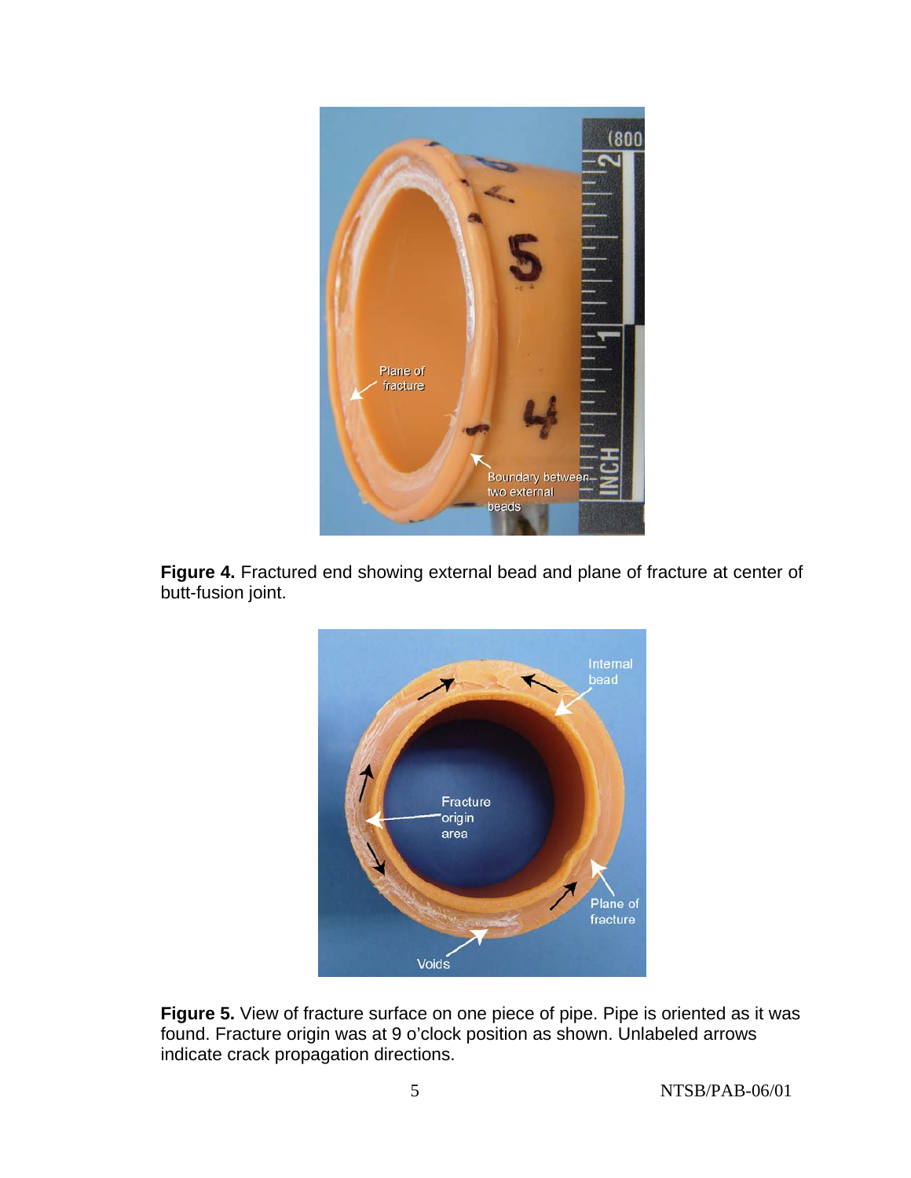**Figure 4.** Fractured end showing external bead and plane of fracture at center of butt-fusion joint.

**Figure 5.** View of fracture surface on one piece of pipe. Pipe is oriented as it was found. Fracture origin was at 9 o'clock position as shown. Unlabeled arrows indicate crack propagation directions.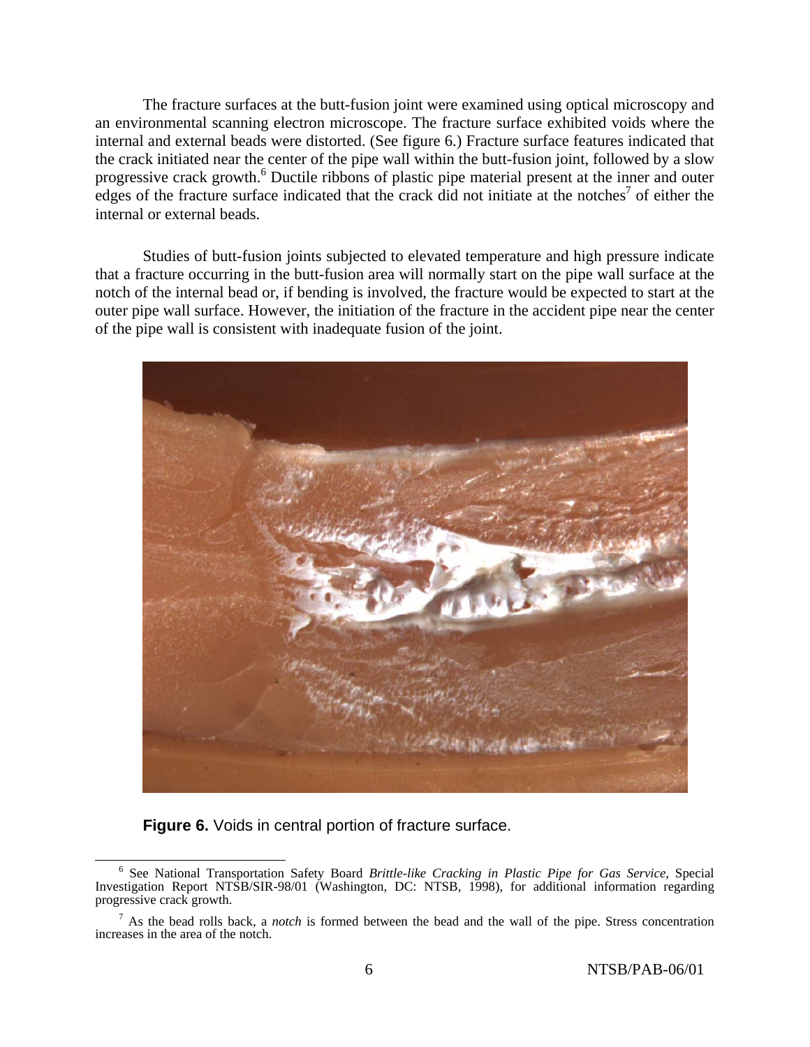The fracture surfaces at the butt-fusion joint were examined using optical microscopy and an environmental scanning electron microscope. The fracture surface exhibited voids where the internal and external beads were distorted. (See figure 6.) Fracture surface features indicated that the crack initiated near the center of the pipe wall within the butt-fusion joint, followed by a slow progressive crack growth.[6] Ductile ribbons of plastic pipe material present at the inner and outer edges of the fracture surface indicated that the crack did not initiate at the notches[7] of either the internal or external beads.

Studies of butt-fusion joints subjected to elevated temperature and high pressure indicate that a fracture occurring in the butt-fusion area will normally start on the pipe wall surface at the notch of the internal bead or, if bending is involved, the fracture would be expected to start at the outer pipe wall surface. However, the initiation of the fracture in the accident pipe near the center of the pipe wall is consistent with inadequate fusion of the joint.

**Figure 6.** Voids in central portion of fracture surface.

---

[6] See National Transportation Safety Board *Brittle-like Cracking in Plastic Pipe for Gas Service*, Special Investigation Report NTSB/SIR-98/01 (Washington, DC: NTSB, 1998), for additional information regarding progressive crack growth.

[7] As the bead rolls back, a *notch* is formed between the bead and the wall of the pipe. Stress concentration increases in the area of the notch.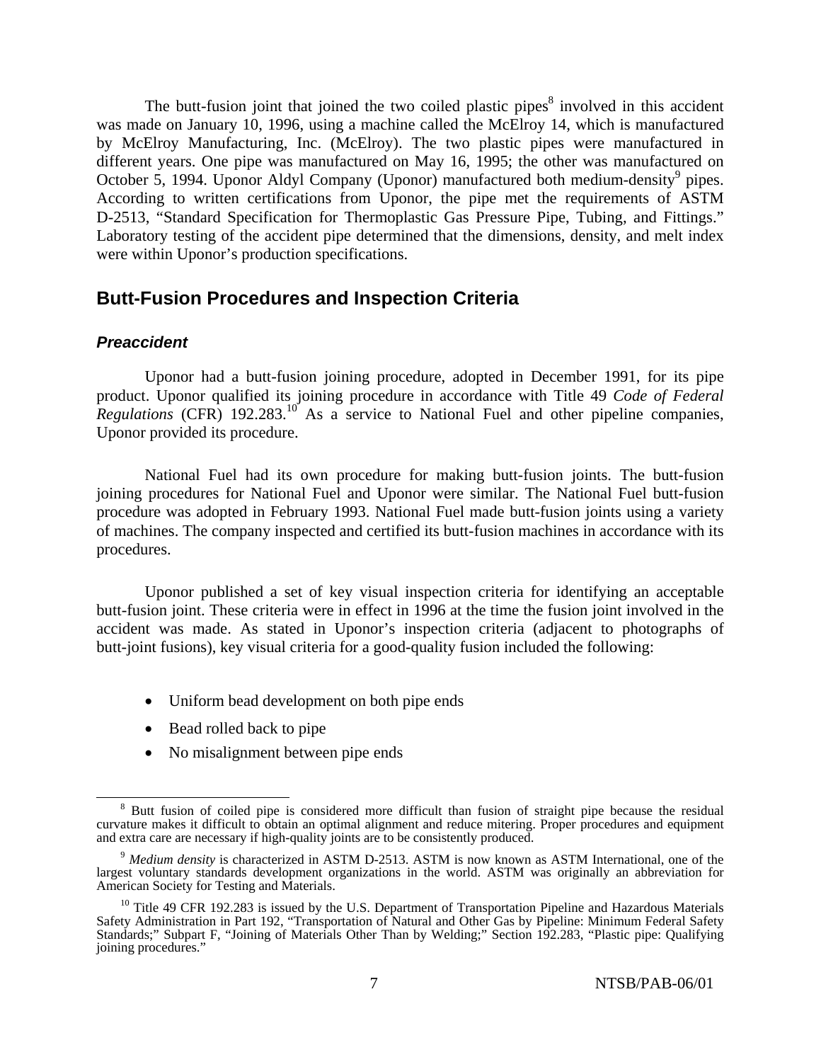The butt-fusion joint that joined the two coiled plastic pipes[8] involved in this accident was made on January 10, 1996, using a machine called the McElroy 14, which is manufactured by McElroy Manufacturing, Inc. (McElroy). The two plastic pipes were manufactured in different years. One pipe was manufactured on May 16, 1995; the other was manufactured on October 5, 1994. Uponor Aldyl Company (Uponor) manufactured both medium-density[9] pipes. According to written certifications from Uponor, the pipe met the requirements of ASTM D-2513, "Standard Specification for Thermoplastic Gas Pressure Pipe, Tubing, and Fittings." Laboratory testing of the accident pipe determined that the dimensions, density, and melt index were within Uponor's production specifications.

## Butt-Fusion Procedures and Inspection Criteria

### *Preaccident*

Uponor had a butt-fusion joining procedure, adopted in December 1991, for its pipe product. Uponor qualified its joining procedure in accordance with Title 49 *Code of Federal Regulations* (CFR) 192.283.[10] As a service to National Fuel and other pipeline companies, Uponor provided its procedure.

National Fuel had its own procedure for making butt-fusion joints. The butt-fusion joining procedures for National Fuel and Uponor were similar. The National Fuel butt-fusion procedure was adopted in February 1993. National Fuel made butt-fusion joints using a variety of machines. The company inspected and certified its butt-fusion machines in accordance with its procedures.

Uponor published a set of key visual inspection criteria for identifying an acceptable butt-fusion joint. These criteria were in effect in 1996 at the time the fusion joint involved in the accident was made. As stated in Uponor's inspection criteria (adjacent to photographs of butt-joint fusions), key visual criteria for a good-quality fusion included the following:

- Uniform bead development on both pipe ends
- Bead rolled back to pipe
- No misalignment between pipe ends

---

[8] Butt fusion of coiled pipe is considered more difficult than fusion of straight pipe because the residual curvature makes it difficult to obtain an optimal alignment and reduce mitering. Proper procedures and equipment and extra care are necessary if high-quality joints are to be consistently produced.

[9] *Medium density* is characterized in ASTM D-2513. ASTM is now known as ASTM International, one of the largest voluntary standards development organizations in the world. ASTM was originally an abbreviation for American Society for Testing and Materials.

[10] Title 49 CFR 192.283 is issued by the U.S. Department of Transportation Pipeline and Hazardous Materials Safety Administration in Part 192, "Transportation of Natural and Other Gas by Pipeline: Minimum Federal Safety Standards;" Subpart F, "Joining of Materials Other Than by Welding;" Section 192.283, "Plastic pipe: Qualifying joining procedures."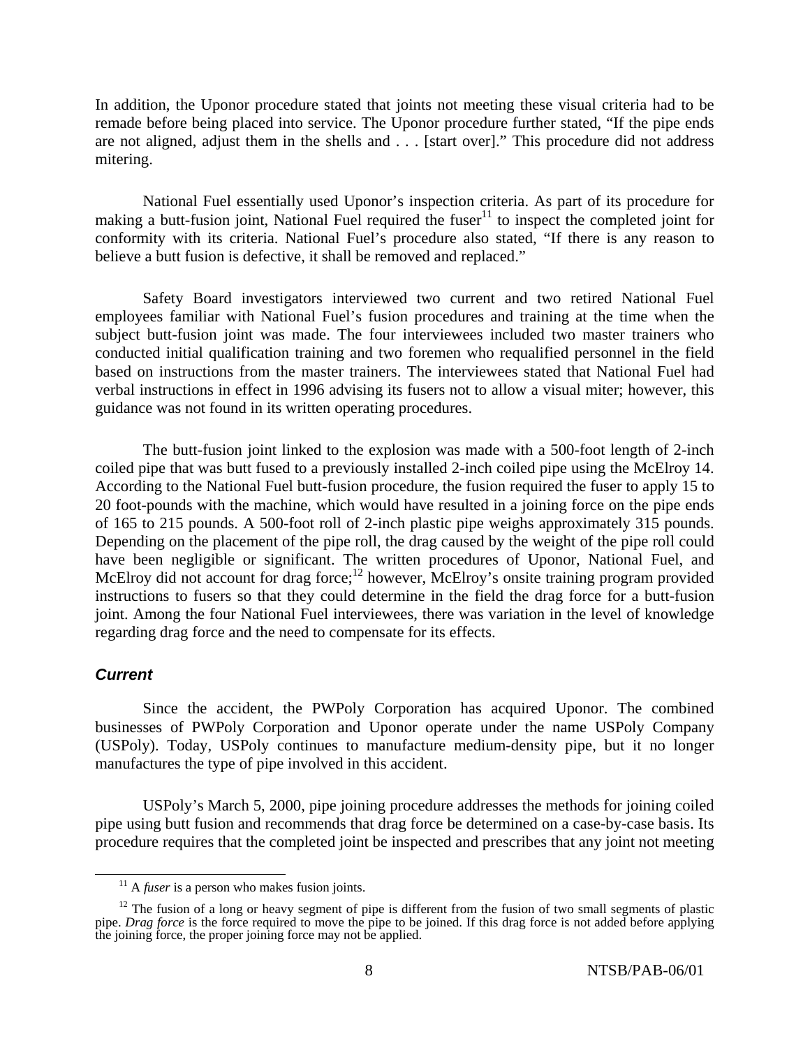In addition, the Uponor procedure stated that joints not meeting these visual criteria had to be remade before being placed into service. The Uponor procedure further stated, "If the pipe ends are not aligned, adjust them in the shells and . . . [start over]." This procedure did not address mitering.

National Fuel essentially used Uponor's inspection criteria. As part of its procedure for making a butt-fusion joint, National Fuel required the fuser[11] to inspect the completed joint for conformity with its criteria. National Fuel's procedure also stated, "If there is any reason to believe a butt fusion is defective, it shall be removed and replaced."

Safety Board investigators interviewed two current and two retired National Fuel employees familiar with National Fuel's fusion procedures and training at the time when the subject butt-fusion joint was made. The four interviewees included two master trainers who conducted initial qualification training and two foremen who requalified personnel in the field based on instructions from the master trainers. The interviewees stated that National Fuel had verbal instructions in effect in 1996 advising its fusers not to allow a visual miter; however, this guidance was not found in its written operating procedures.

The butt-fusion joint linked to the explosion was made with a 500-foot length of 2-inch coiled pipe that was butt fused to a previously installed 2-inch coiled pipe using the McElroy 14. According to the National Fuel butt-fusion procedure, the fusion required the fuser to apply 15 to 20 foot-pounds with the machine, which would have resulted in a joining force on the pipe ends of 165 to 215 pounds. A 500-foot roll of 2-inch plastic pipe weighs approximately 315 pounds. Depending on the placement of the pipe roll, the drag caused by the weight of the pipe roll could have been negligible or significant. The written procedures of Uponor, National Fuel, and McElroy did not account for drag force;[12] however, McElroy's onsite training program provided instructions to fusers so that they could determine in the field the drag force for a butt-fusion joint. Among the four National Fuel interviewees, there was variation in the level of knowledge regarding drag force and the need to compensate for its effects.

### *Current*

Since the accident, the PWPoly Corporation has acquired Uponor. The combined businesses of PWPoly Corporation and Uponor operate under the name USPoly Company (USPoly). Today, USPoly continues to manufacture medium-density pipe, but it no longer manufactures the type of pipe involved in this accident.

USPoly's March 5, 2000, pipe joining procedure addresses the methods for joining coiled pipe using butt fusion and recommends that drag force be determined on a case-by-case basis. Its procedure requires that the completed joint be inspected and prescribes that any joint not meeting

---

[11] A *fuser* is a person who makes fusion joints.

[12] The fusion of a long or heavy segment of pipe is different from the fusion of two small segments of plastic pipe. *Drag force* is the force required to move the pipe to be joined. If this drag force is not added before applying the joining force, the proper joining force may not be applied.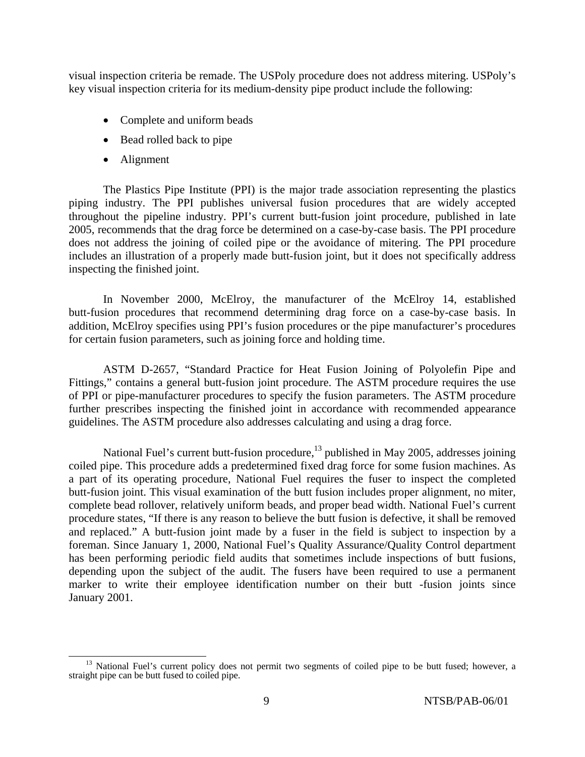visual inspection criteria be remade. The USPoly procedure does not address mitering. USPoly's key visual inspection criteria for its medium-density pipe product include the following:

- Complete and uniform beads
- Bead rolled back to pipe
- Alignment

The Plastics Pipe Institute (PPI) is the major trade association representing the plastics piping industry. The PPI publishes universal fusion procedures that are widely accepted throughout the pipeline industry. PPI's current butt-fusion joint procedure, published in late 2005, recommends that the drag force be determined on a case-by-case basis. The PPI procedure does not address the joining of coiled pipe or the avoidance of mitering. The PPI procedure includes an illustration of a properly made butt-fusion joint, but it does not specifically address inspecting the finished joint.

In November 2000, McElroy, the manufacturer of the McElroy 14, established butt-fusion procedures that recommend determining drag force on a case-by-case basis. In addition, McElroy specifies using PPI's fusion procedures or the pipe manufacturer's procedures for certain fusion parameters, such as joining force and holding time.

ASTM D-2657, "Standard Practice for Heat Fusion Joining of Polyolefin Pipe and Fittings," contains a general butt-fusion joint procedure. The ASTM procedure requires the use of PPI or pipe-manufacturer procedures to specify the fusion parameters. The ASTM procedure further prescribes inspecting the finished joint in accordance with recommended appearance guidelines. The ASTM procedure also addresses calculating and using a drag force.

National Fuel's current butt-fusion procedure,[13] published in May 2005, addresses joining coiled pipe. This procedure adds a predetermined fixed drag force for some fusion machines. As a part of its operating procedure, National Fuel requires the fuser to inspect the completed butt-fusion joint. This visual examination of the butt fusion includes proper alignment, no miter, complete bead rollover, relatively uniform beads, and proper bead width. National Fuel's current procedure states, "If there is any reason to believe the butt fusion is defective, it shall be removed and replaced." A butt-fusion joint made by a fuser in the field is subject to inspection by a foreman. Since January 1, 2000, National Fuel's Quality Assurance/Quality Control department has been performing periodic field audits that sometimes include inspections of butt fusions, depending upon the subject of the audit. The fusers have been required to use a permanent marker to write their employee identification number on their butt -fusion joints since January 2001.

[13] National Fuel's current policy does not permit two segments of coiled pipe to be butt fused; however, a straight pipe can be butt fused to coiled pipe.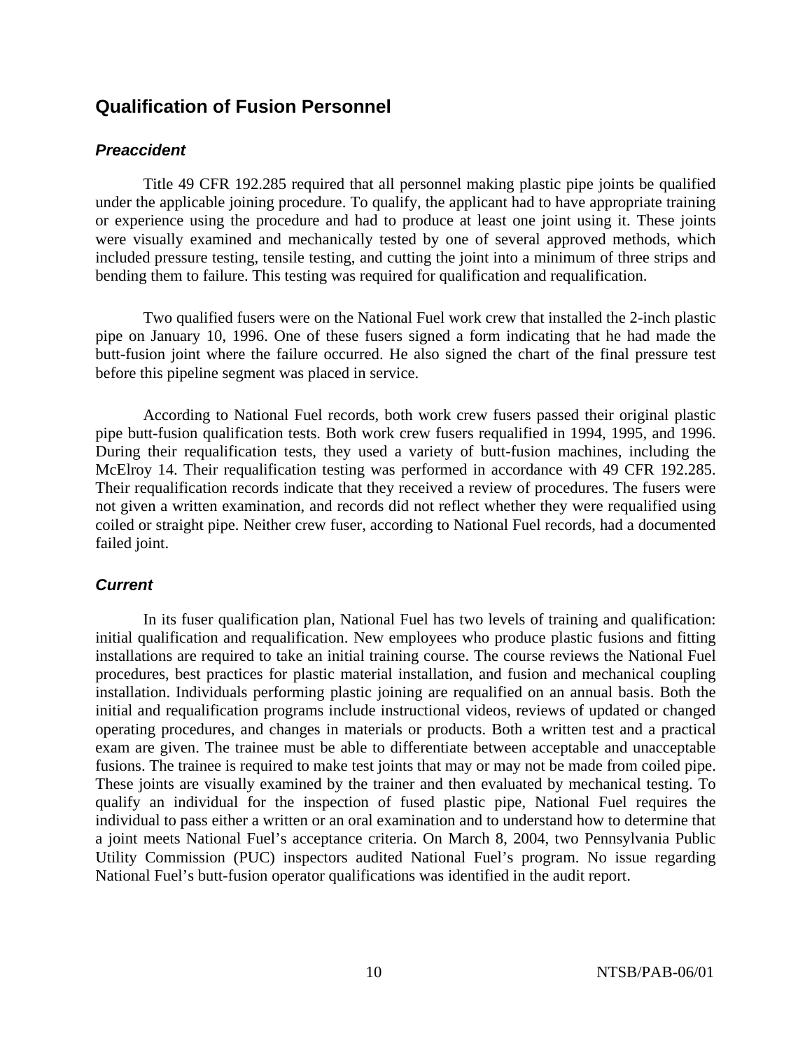## Qualification of Fusion Personnel

### *Preaccident*

Title 49 CFR 192.285 required that all personnel making plastic pipe joints be qualified under the applicable joining procedure. To qualify, the applicant had to have appropriate training or experience using the procedure and had to produce at least one joint using it. These joints were visually examined and mechanically tested by one of several approved methods, which included pressure testing, tensile testing, and cutting the joint into a minimum of three strips and bending them to failure. This testing was required for qualification and requalification.

Two qualified fusers were on the National Fuel work crew that installed the 2-inch plastic pipe on January 10, 1996. One of these fusers signed a form indicating that he had made the butt-fusion joint where the failure occurred. He also signed the chart of the final pressure test before this pipeline segment was placed in service.

According to National Fuel records, both work crew fusers passed their original plastic pipe butt-fusion qualification tests. Both work crew fusers requalified in 1994, 1995, and 1996. During their requalification tests, they used a variety of butt-fusion machines, including the McElroy 14. Their requalification testing was performed in accordance with 49 CFR 192.285. Their requalification records indicate that they received a review of procedures. The fusers were not given a written examination, and records did not reflect whether they were requalified using coiled or straight pipe. Neither crew fuser, according to National Fuel records, had a documented failed joint.

### *Current*

In its fuser qualification plan, National Fuel has two levels of training and qualification: initial qualification and requalification. New employees who produce plastic fusions and fitting installations are required to take an initial training course. The course reviews the National Fuel procedures, best practices for plastic material installation, and fusion and mechanical coupling installation. Individuals performing plastic joining are requalified on an annual basis. Both the initial and requalification programs include instructional videos, reviews of updated or changed operating procedures, and changes in materials or products. Both a written test and a practical exam are given. The trainee must be able to differentiate between acceptable and unacceptable fusions. The trainee is required to make test joints that may or may not be made from coiled pipe. These joints are visually examined by the trainer and then evaluated by mechanical testing. To qualify an individual for the inspection of fused plastic pipe, National Fuel requires the individual to pass either a written or an oral examination and to understand how to determine that a joint meets National Fuel's acceptance criteria. On March 8, 2004, two Pennsylvania Public Utility Commission (PUC) inspectors audited National Fuel's program. No issue regarding National Fuel's butt-fusion operator qualifications was identified in the audit report.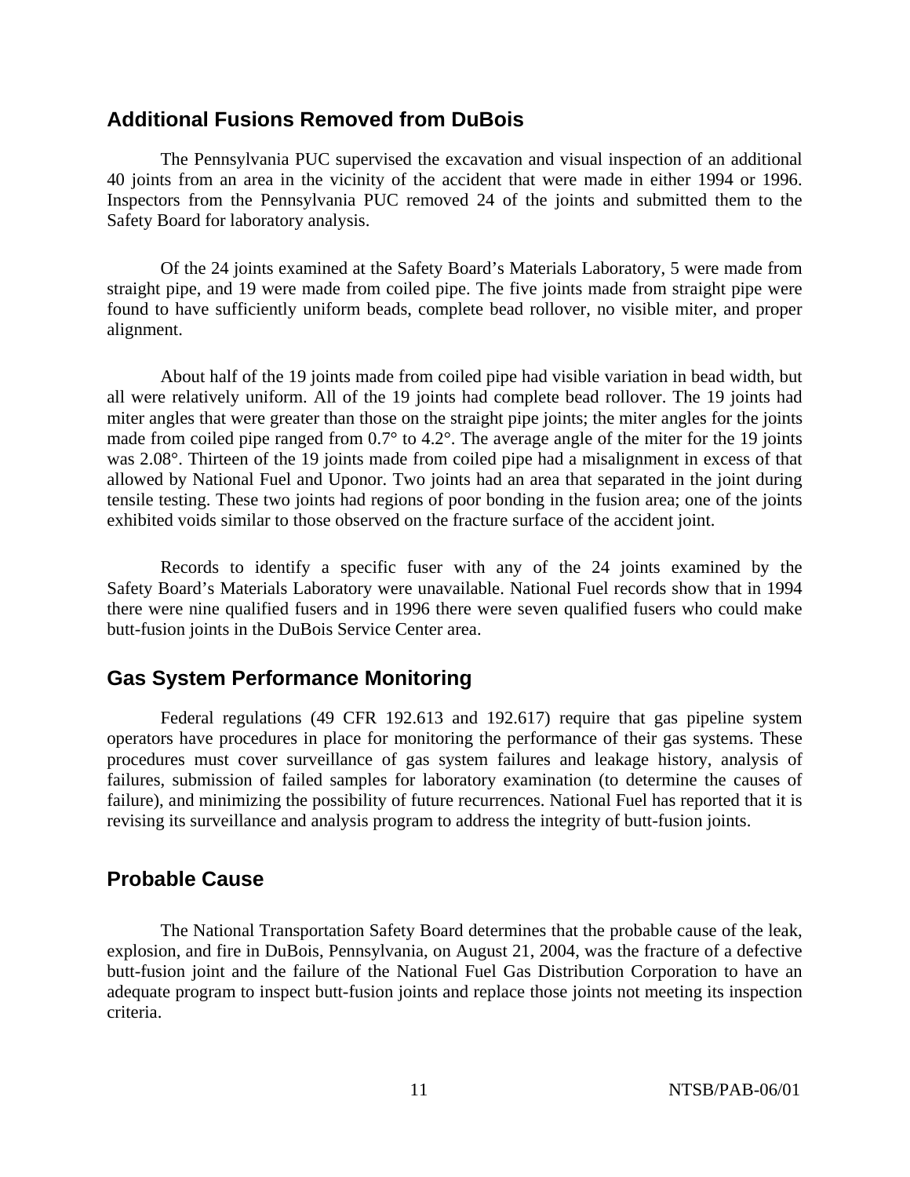## Additional Fusions Removed from DuBois

The Pennsylvania PUC supervised the excavation and visual inspection of an additional 40 joints from an area in the vicinity of the accident that were made in either 1994 or 1996. Inspectors from the Pennsylvania PUC removed 24 of the joints and submitted them to the Safety Board for laboratory analysis.

Of the 24 joints examined at the Safety Board's Materials Laboratory, 5 were made from straight pipe, and 19 were made from coiled pipe. The five joints made from straight pipe were found to have sufficiently uniform beads, complete bead rollover, no visible miter, and proper alignment.

About half of the 19 joints made from coiled pipe had visible variation in bead width, but all were relatively uniform. All of the 19 joints had complete bead rollover. The 19 joints had miter angles that were greater than those on the straight pipe joints; the miter angles for the joints made from coiled pipe ranged from 0.7° to 4.2°. The average angle of the miter for the 19 joints was 2.08°. Thirteen of the 19 joints made from coiled pipe had a misalignment in excess of that allowed by National Fuel and Uponor. Two joints had an area that separated in the joint during tensile testing. These two joints had regions of poor bonding in the fusion area; one of the joints exhibited voids similar to those observed on the fracture surface of the accident joint.

Records to identify a specific fuser with any of the 24 joints examined by the Safety Board's Materials Laboratory were unavailable. National Fuel records show that in 1994 there were nine qualified fusers and in 1996 there were seven qualified fusers who could make butt-fusion joints in the DuBois Service Center area.

## Gas System Performance Monitoring

Federal regulations (49 CFR 192.613 and 192.617) require that gas pipeline system operators have procedures in place for monitoring the performance of their gas systems. These procedures must cover surveillance of gas system failures and leakage history, analysis of failures, submission of failed samples for laboratory examination (to determine the causes of failure), and minimizing the possibility of future recurrences. National Fuel has reported that it is revising its surveillance and analysis program to address the integrity of butt-fusion joints.

## Probable Cause

The National Transportation Safety Board determines that the probable cause of the leak, explosion, and fire in DuBois, Pennsylvania, on August 21, 2004, was the fracture of a defective butt-fusion joint and the failure of the National Fuel Gas Distribution Corporation to have an adequate program to inspect butt-fusion joints and replace those joints not meeting its inspection criteria.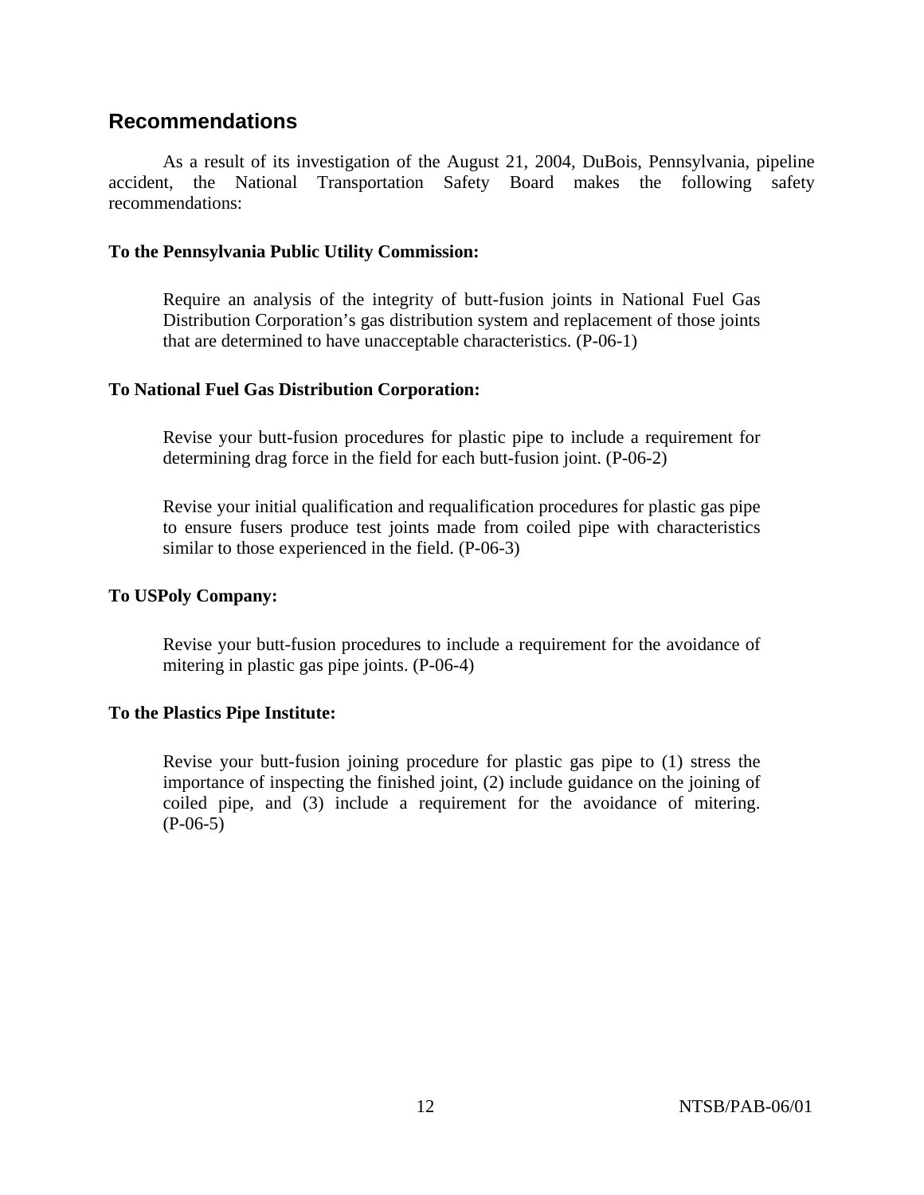## Recommendations

As a result of its investigation of the August 21, 2004, DuBois, Pennsylvania, pipeline accident, the National Transportation Safety Board makes the following safety recommendations:

**To the Pennsylvania Public Utility Commission:**

> Require an analysis of the integrity of butt-fusion joints in National Fuel Gas Distribution Corporation's gas distribution system and replacement of those joints that are determined to have unacceptable characteristics. (P-06-1)

**To National Fuel Gas Distribution Corporation:**

> Revise your butt-fusion procedures for plastic pipe to include a requirement for determining drag force in the field for each butt-fusion joint. (P-06-2)

> Revise your initial qualification and requalification procedures for plastic gas pipe to ensure fusers produce test joints made from coiled pipe with characteristics similar to those experienced in the field. (P-06-3)

**To USPoly Company:**

> Revise your butt-fusion procedures to include a requirement for the avoidance of mitering in plastic gas pipe joints. (P-06-4)

**To the Plastics Pipe Institute:**

> Revise your butt-fusion joining procedure for plastic gas pipe to (1) stress the importance of inspecting the finished joint, (2) include guidance on the joining of coiled pipe, and (3) include a requirement for the avoidance of mitering. (P-06-5)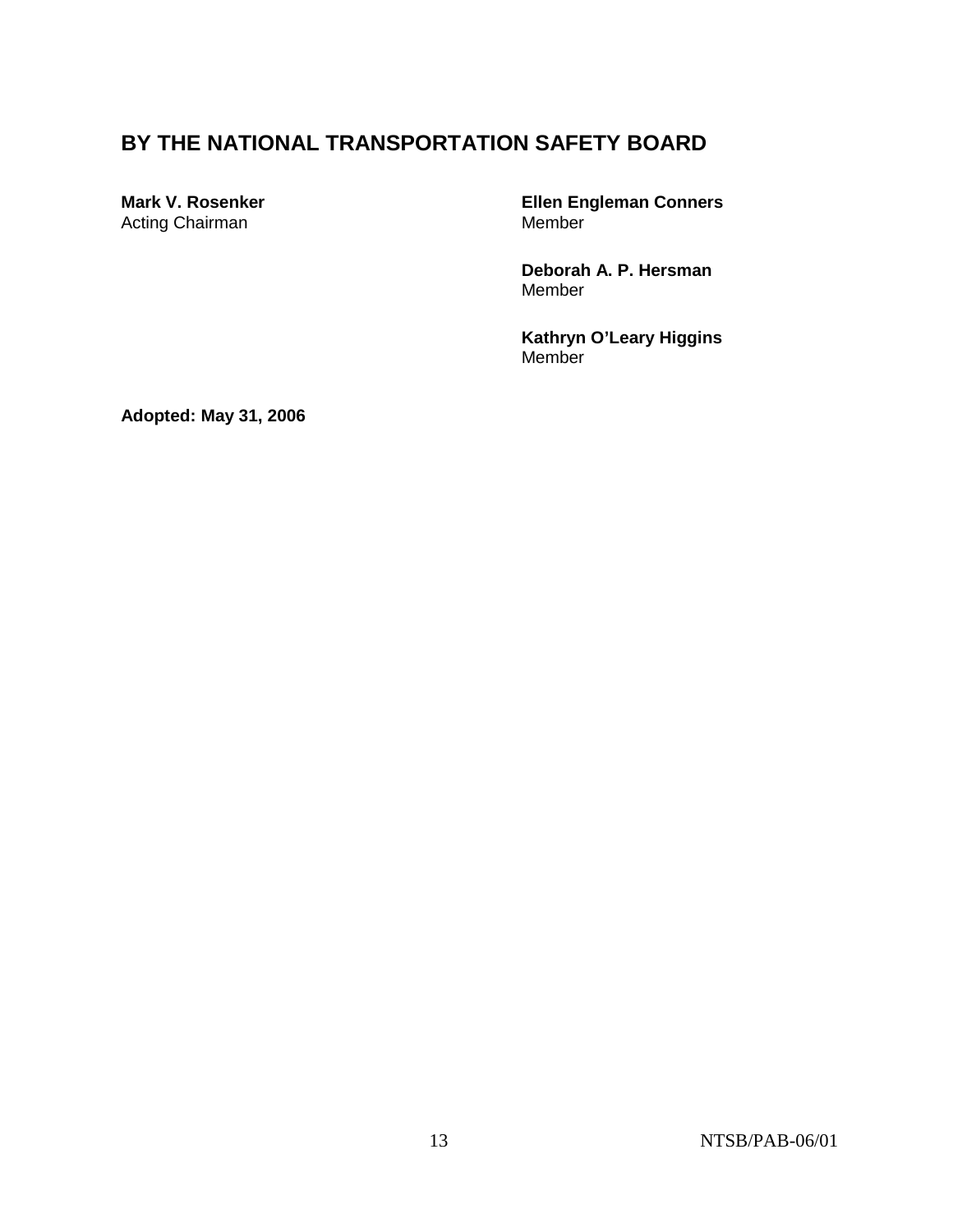## BY THE NATIONAL TRANSPORTATION SAFETY BOARD

**Mark V. Rosenker**
Acting Chairman

**Ellen Engleman Conners**
Member

**Deborah A. P. Hersman**
Member

**Kathryn O'Leary Higgins**
Member

**Adopted: May 31, 2006**